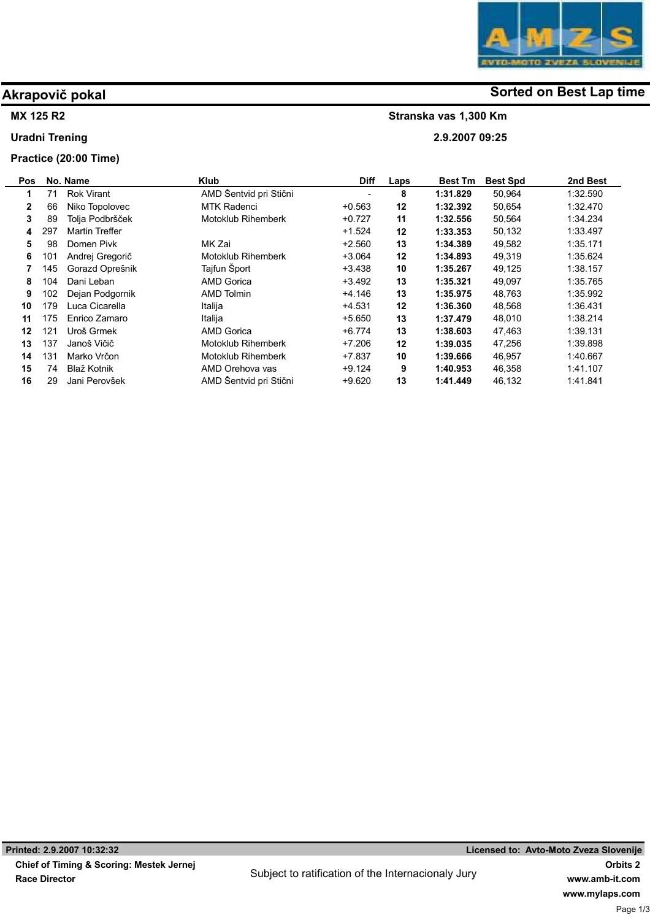# Akrapovič pokal

**Sorted on Best Lap time**

**MX 125 R2** — **Stranska vas 1,300 Km**

**Uradni Trening** — **2.9.2007 09:25**

**Practice (20:00 Time)**

| Pos | No. | Name | Klub | Diff | Laps | Best Tm | Best Spd | 2nd Best |
|---|---|---|---|---|---|---|---|---|
| 1 | 71 | Rok Virant | AMD Šentvid pri Stični | - | 8 | 1:31.829 | 50,964 | 1:32.590 |
| 2 | 66 | Niko Topolovec | MTK Radenci | +0.563 | 12 | 1:32.392 | 50,654 | 1:32.470 |
| 3 | 89 | Tolja Podbršček | Motoklub Rihemberk | +0.727 | 11 | 1:32.556 | 50,564 | 1:34.234 |
| 4 | 297 | Martin Treffer | | +1.524 | 12 | 1:33.353 | 50,132 | 1:33.497 |
| 5 | 98 | Domen Pivk | MK Zai | +2.560 | 13 | 1:34.389 | 49,582 | 1:35.171 |
| 6 | 101 | Andrej Gregorič | Motoklub Rihemberk | +3.064 | 12 | 1:34.893 | 49,319 | 1:35.624 |
| 7 | 145 | Gorazd Oprešnik | Tajfun Šport | +3.438 | 10 | 1:35.267 | 49,125 | 1:38.157 |
| 8 | 104 | Dani Leban | AMD Gorica | +3.492 | 13 | 1:35.321 | 49,097 | 1:35.765 |
| 9 | 102 | Dejan Podgornik | AMD Tolmin | +4.146 | 13 | 1:35.975 | 48,763 | 1:35.992 |
| 10 | 179 | Luca Cicarella | Italija | +4.531 | 12 | 1:36.360 | 48,568 | 1:36.431 |
| 11 | 175 | Enrico Zamaro | Italija | +5.650 | 13 | 1:37.479 | 48,010 | 1:38.214 |
| 12 | 121 | Uroš Grmek | AMD Gorica | +6.774 | 13 | 1:38.603 | 47,463 | 1:39.131 |
| 13 | 137 | Janoš Vičič | Motoklub Rihemberk | +7.206 | 12 | 1:39.035 | 47,256 | 1:39.898 |
| 14 | 131 | Marko Vrčon | Motoklub Rihemberk | +7.837 | 10 | 1:39.666 | 46,957 | 1:40.667 |
| 15 | 74 | Blaž Kotnik | AMD Orehova vas | +9.124 | 9 | 1:40.953 | 46,358 | 1:41.107 |
| 16 | 29 | Jani Perovšek | AMD Šentvid pri Stični | +9.620 | 13 | 1:41.449 | 46,132 | 1:41.841 |

**Printed: 2.9.2007 10:32:32** — **Licensed to: Avto-Moto Zveza Slovenije**

**Chief of Timing & Scoring: Mestek Jernej**

**Race Director**

Subject to ratification of the Internacionaly Jury

**Orbits 2**
**www.amb-it.com**
**www.mylaps.com**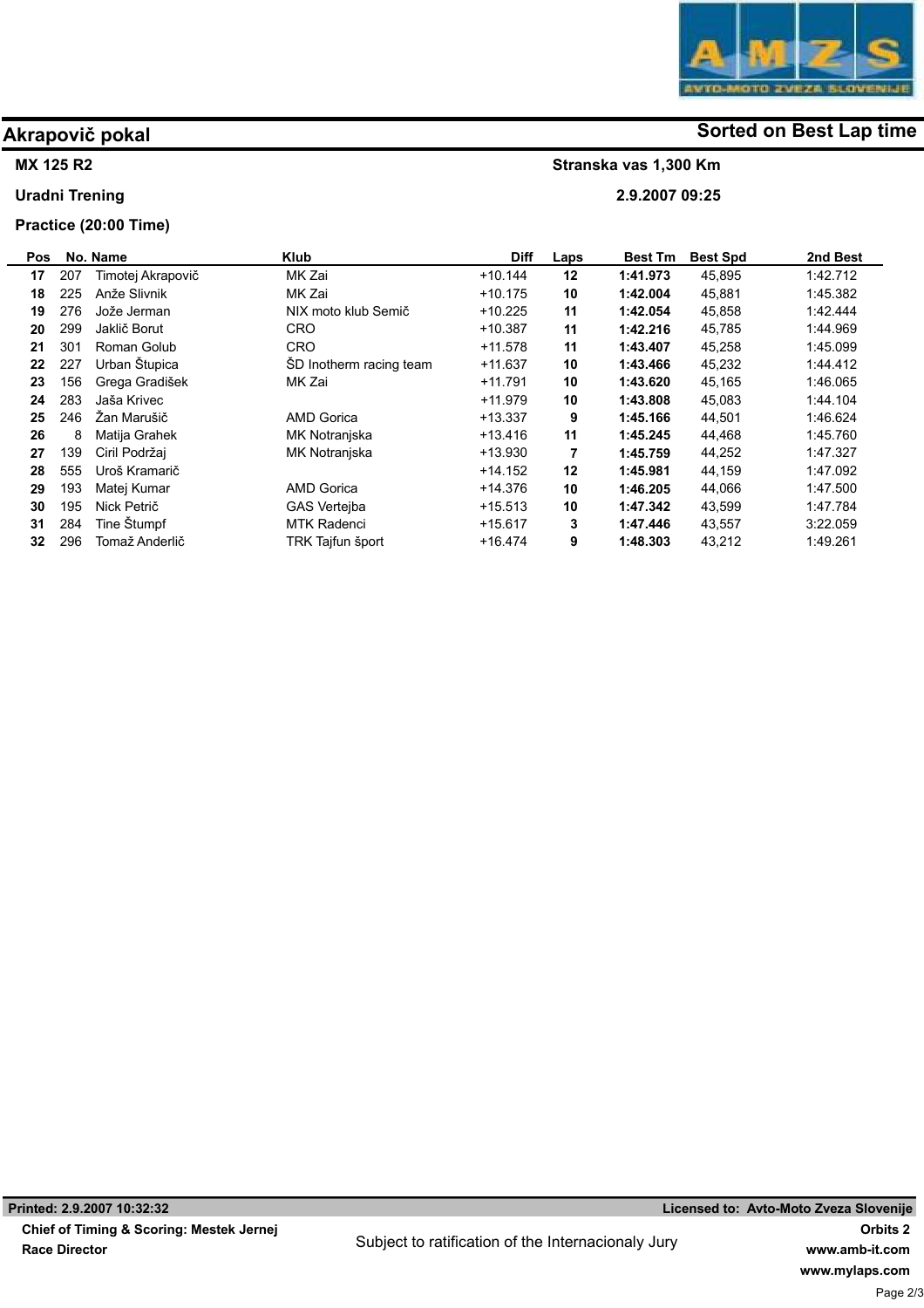# Akrapovič pokal

**Sorted on Best Lap time**

**MX 125 R2** — **Stranska vas 1,300 Km**

**Uradni Trening** — **2.9.2007 09:25**

**Practice (20:00 Time)**

| Pos | No. | Name | Klub | Diff | Laps | Best Tm | Best Spd | 2nd Best |
|---|---|---|---|---|---|---|---|---|
| **17** | 207 | Timotej Akrapovič | MK Zai | +10.144 | **12** | **1:41.973** | 45,895 | 1:42.712 |
| **18** | 225 | Anže Slivnik | MK Zai | +10.175 | **10** | **1:42.004** | 45,881 | 1:45.382 |
| **19** | 276 | Jože Jerman | NIX moto klub Semič | +10.225 | **11** | **1:42.054** | 45,858 | 1:42.444 |
| **20** | 299 | Jaklič Borut | CRO | +10.387 | **11** | **1:42.216** | 45,785 | 1:44.969 |
| **21** | 301 | Roman Golub | CRO | +11.578 | **11** | **1:43.407** | 45,258 | 1:45.099 |
| **22** | 227 | Urban Štupica | ŠD Inotherm racing team | +11.637 | **10** | **1:43.466** | 45,232 | 1:44.412 |
| **23** | 156 | Grega Gradišek | MK Zai | +11.791 | **10** | **1:43.620** | 45,165 | 1:46.065 |
| **24** | 283 | Jaša Krivec | | +11.979 | **10** | **1:43.808** | 45,083 | 1:44.104 |
| **25** | 246 | Žan Marušič | AMD Gorica | +13.337 | **9** | **1:45.166** | 44,501 | 1:46.624 |
| **26** | 8 | Matija Grahek | MK Notranjska | +13.416 | **11** | **1:45.245** | 44,468 | 1:45.760 |
| **27** | 139 | Ciril Podržaj | MK Notranjska | +13.930 | **7** | **1:45.759** | 44,252 | 1:47.327 |
| **28** | 555 | Uroš Kramarič | | +14.152 | **12** | **1:45.981** | 44,159 | 1:47.092 |
| **29** | 193 | Matej Kumar | AMD Gorica | +14.376 | **10** | **1:46.205** | 44,066 | 1:47.500 |
| **30** | 195 | Nick Petrič | GAS Vertejba | +15.513 | **10** | **1:47.342** | 43,599 | 1:47.784 |
| **31** | 284 | Tine Štumpf | MTK Radenci | +15.617 | **3** | **1:47.446** | 43,557 | 3:22.059 |
| **32** | 296 | Tomaž Anderlič | TRK Tajfun šport | +16.474 | **9** | **1:48.303** | 43,212 | 1:49.261 |

**Printed: 2.9.2007 10:32:32** — **Licensed to: Avto-Moto Zveza Slovenije**

**Chief of Timing & Scoring: Mestek Jernej**
**Race Director**

Subject to ratification of the Internacionaly Jury

**Orbits 2**
**www.amb-it.com**
**www.mylaps.com**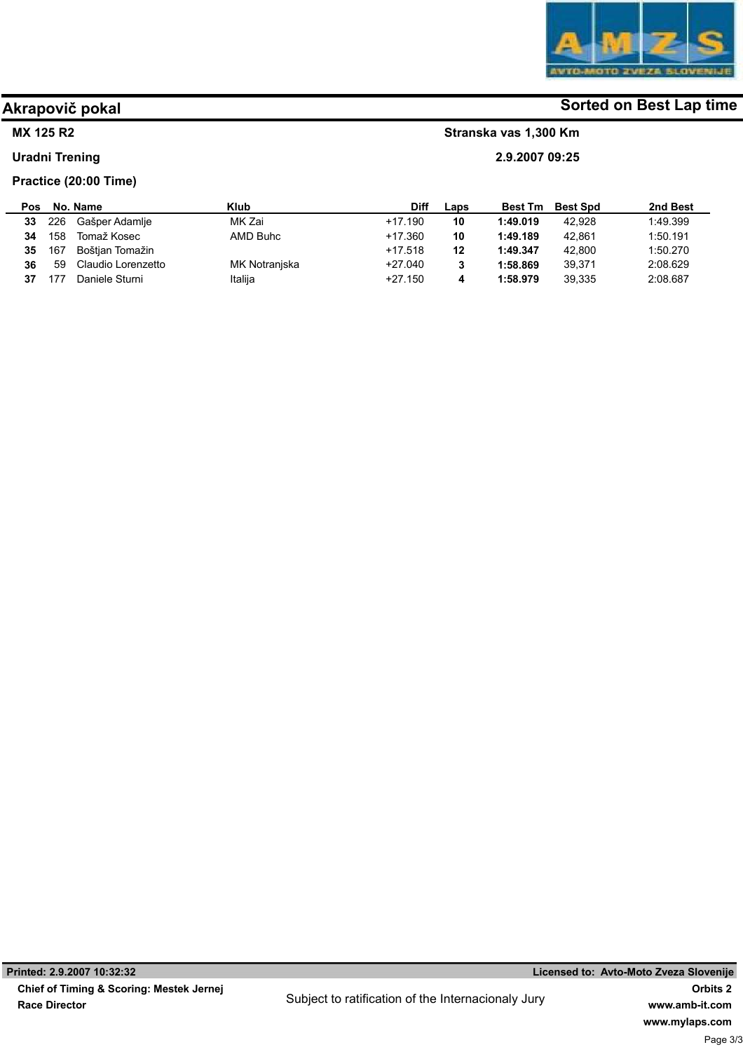## Akrapovič pokal

**Sorted on Best Lap time**

**MX 125 R2**

**Stranska vas 1,300 Km**

**Uradni Trening**

**2.9.2007 09:25**

**Practice (20:00 Time)**

| Pos | No. | Name | Klub | Diff | Laps | Best Tm | Best Spd | 2nd Best |
|---|---|---|---|---|---|---|---|---|
| **33** | 226 | Gašper Adamlje | MK Zai | +17.190 | **10** | **1:49.019** | 42,928 | 1:49.399 |
| **34** | 158 | Tomaž Kosec | AMD Buhc | +17.360 | **10** | **1:49.189** | 42,861 | 1:50.191 |
| **35** | 167 | Boštjan Tomažin | | +17.518 | **12** | **1:49.347** | 42,800 | 1:50.270 |
| **36** | 59 | Claudio Lorenzetto | MK Notranjska | +27.040 | **3** | **1:58.869** | 39,371 | 2:08.629 |
| **37** | 177 | Daniele Sturni | Italija | +27.150 | **4** | **1:58.979** | 39,335 | 2:08.687 |

**Printed: 2.9.2007 10:32:32**

**Licensed to: Avto-Moto Zveza Slovenije**

**Chief of Timing & Scoring: Mestek Jernej**

**Race Director**

Subject to ratification of the Internacionaly Jury

**Orbits 2**

**www.amb-it.com**

**www.mylaps.com**